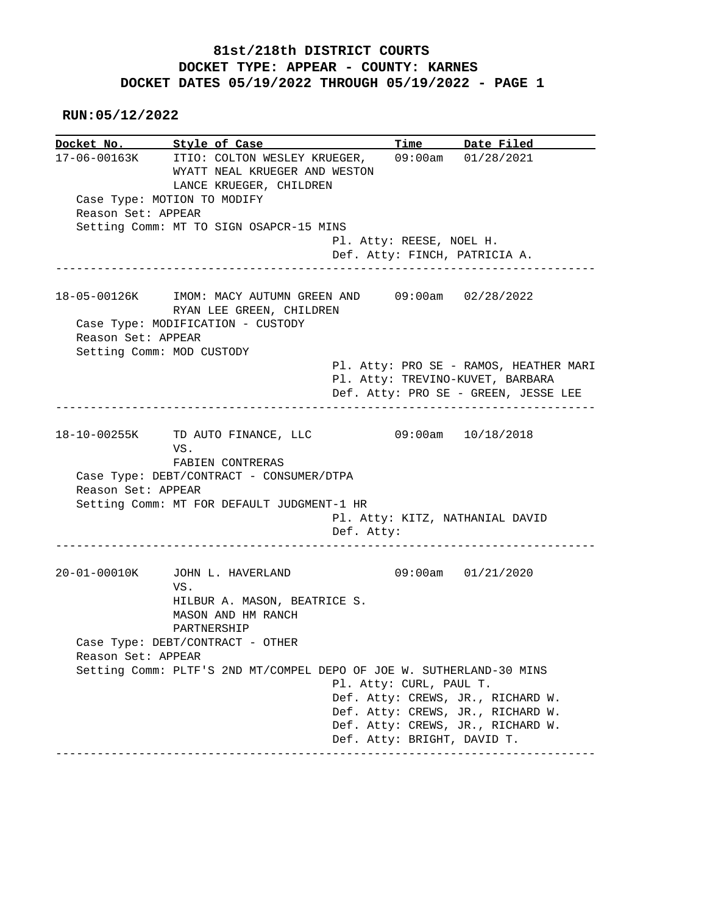**81st/218th DISTRICT COURTS**
**DOCKET TYPE: APPEAR - COUNTY: KARNES**
**DOCKET DATES 05/19/2022 THROUGH 05/19/2022 - PAGE 1**

**RUN:05/12/2022**

| Docket No. | Style of Case | Time | Date Filed |
|---|---|---|---|

---

**17-06-00163K** — ITIO: COLTON WESLEY KRUEGER, WYATT NEAL KRUEGER AND WESTON LANCE KRUEGER, CHILDREN — 09:00am — 01/28/2021

Case Type: MOTION TO MODIFY
Reason Set: APPEAR
Setting Comm: MT TO SIGN OSAPCR-15 MINS

Pl. Atty: REESE, NOEL H.
Def. Atty: FINCH, PATRICIA A.

---

**18-05-00126K** — IMOM: MACY AUTUMN GREEN AND RYAN LEE GREEN, CHILDREN — 09:00am — 02/28/2022

Case Type: MODIFICATION - CUSTODY
Reason Set: APPEAR
Setting Comm: MOD CUSTODY

Pl. Atty: PRO SE - RAMOS, HEATHER MARI
Pl. Atty: TREVINO-KUVET, BARBARA
Def. Atty: PRO SE - GREEN, JESSE LEE

---

**18-10-00255K** — TD AUTO FINANCE, LLC VS. FABIEN CONTRERAS — 09:00am — 10/18/2018

Case Type: DEBT/CONTRACT - CONSUMER/DTPA
Reason Set: APPEAR
Setting Comm: MT FOR DEFAULT JUDGMENT-1 HR

Pl. Atty: KITZ, NATHANIAL DAVID
Def. Atty:

---

**20-01-00010K** — JOHN L. HAVERLAND VS. HILBUR A. MASON, BEATRICE S. MASON AND HM RANCH PARTNERSHIP — 09:00am — 01/21/2020

Case Type: DEBT/CONTRACT - OTHER
Reason Set: APPEAR
Setting Comm: PLTF'S 2ND MT/COMPEL DEPO OF JOE W. SUTHERLAND-30 MINS

Pl. Atty: CURL, PAUL T.
Def. Atty: CREWS, JR., RICHARD W.
Def. Atty: CREWS, JR., RICHARD W.
Def. Atty: CREWS, JR., RICHARD W.
Def. Atty: BRIGHT, DAVID T.

---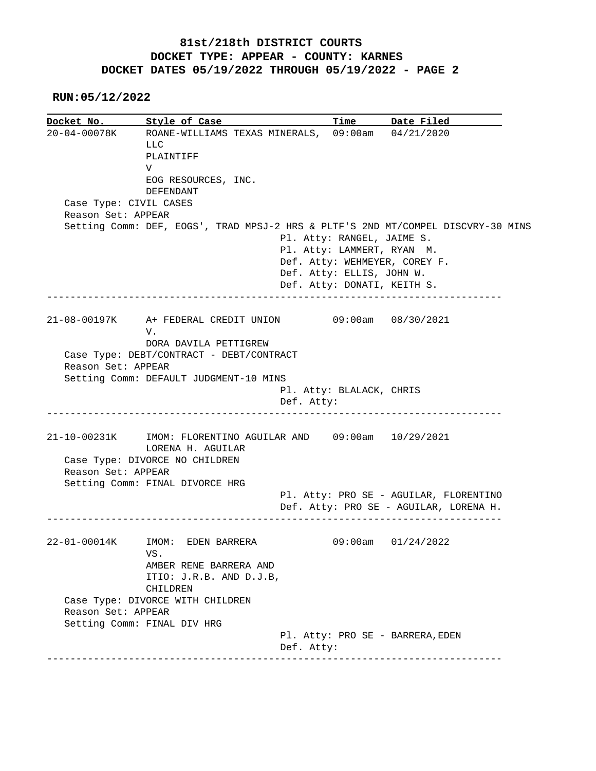# 81st/218th DISTRICT COURTS
## DOCKET TYPE: APPEAR - COUNTY: KARNES
## DOCKET DATES 05/19/2022 THROUGH 05/19/2022 - PAGE 2

**RUN:05/12/2022**

| Docket No. | Style of Case | Time | Date Filed |
|---|---|---|---|
| 20-04-00078K | ROANE-WILLIAMS TEXAS MINERALS, LLC PLAINTIFF V EOG RESOURCES, INC. DEFENDANT | 09:00am | 04/21/2020 |

Case Type: CIVIL CASES
Reason Set: APPEAR
Setting Comm: DEF, EOGS', TRAD MPSJ-2 HRS & PLTF'S 2ND MT/COMPEL DISCVRY-30 MINS

Pl. Atty: RANGEL, JAIME S.
Pl. Atty: LAMMERT, RYAN M.
Def. Atty: WEHMEYER, COREY F.
Def. Atty: ELLIS, JOHN W.
Def. Atty: DONATI, KEITH S.

---

| Docket No. | Style of Case | Time | Date Filed |
|---|---|---|---|
| 21-08-00197K | A+ FEDERAL CREDIT UNION V. DORA DAVILA PETTIGREW | 09:00am | 08/30/2021 |

Case Type: DEBT/CONTRACT - DEBT/CONTRACT
Reason Set: APPEAR
Setting Comm: DEFAULT JUDGMENT-10 MINS

Pl. Atty: BLALACK, CHRIS
Def. Atty:

---

| Docket No. | Style of Case | Time | Date Filed |
|---|---|---|---|
| 21-10-00231K | IMOM: FLORENTINO AGUILAR AND LORENA H. AGUILAR | 09:00am | 10/29/2021 |

Case Type: DIVORCE NO CHILDREN
Reason Set: APPEAR
Setting Comm: FINAL DIVORCE HRG

Pl. Atty: PRO SE - AGUILAR, FLORENTINO
Def. Atty: PRO SE - AGUILAR, LORENA H.

---

| Docket No. | Style of Case | Time | Date Filed |
|---|---|---|---|
| 22-01-00014K | IMOM: EDEN BARRERA VS. AMBER RENE BARRERA AND ITIO: J.R.B. AND D.J.B, CHILDREN | 09:00am | 01/24/2022 |

Case Type: DIVORCE WITH CHILDREN
Reason Set: APPEAR
Setting Comm: FINAL DIV HRG

Pl. Atty: PRO SE - BARRERA,EDEN
Def. Atty:

---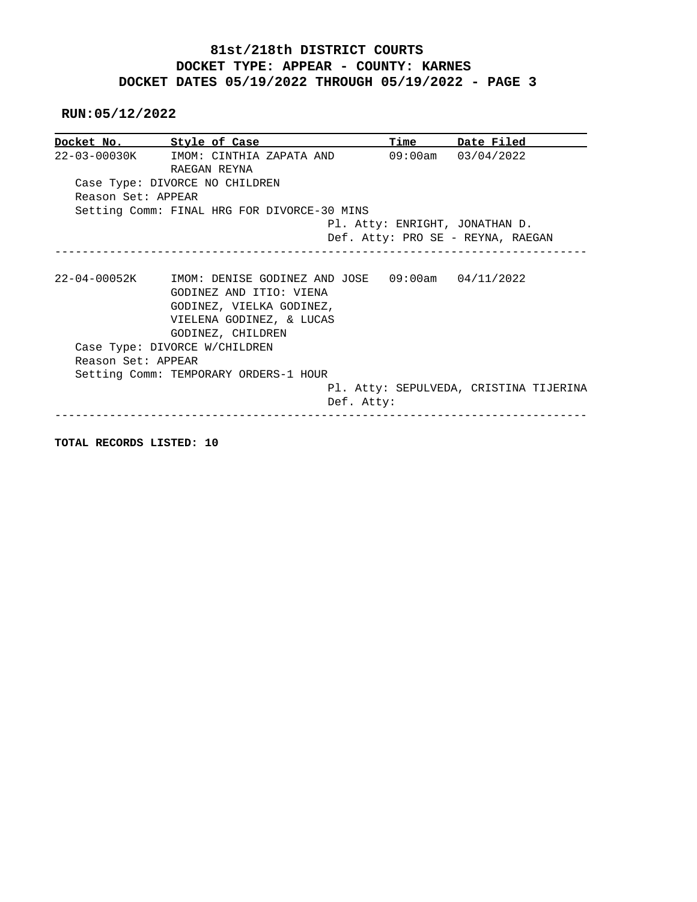# 81st/218th DISTRICT COURTS
## DOCKET TYPE: APPEAR - COUNTY: KARNES
## DOCKET DATES 05/19/2022 THROUGH 05/19/2022 - PAGE 3

**RUN:05/12/2022**

| Docket No. | Style of Case | Time | Date Filed |
|---|---|---|---|
| 22-03-00030K | IMOM: CINTHIA ZAPATA AND RAEGAN REYNA | 09:00am | 03/04/2022 |

Case Type: DIVORCE NO CHILDREN
Reason Set: APPEAR
Setting Comm: FINAL HRG FOR DIVORCE-30 MINS
Pl. Atty: ENRIGHT, JONATHAN D.
Def. Atty: PRO SE - REYNA, RAEGAN

---

| Docket No. | Style of Case | Time | Date Filed |
|---|---|---|---|
| 22-04-00052K | IMOM: DENISE GODINEZ AND JOSE GODINEZ AND ITIO: VIENA GODINEZ, VIELKA GODINEZ, VIELENA GODINEZ, & LUCAS GODINEZ, CHILDREN | 09:00am | 04/11/2022 |

Case Type: DIVORCE W/CHILDREN
Reason Set: APPEAR
Setting Comm: TEMPORARY ORDERS-1 HOUR
Pl. Atty: SEPULVEDA, CRISTINA TIJERINA
Def. Atty:

---

**TOTAL RECORDS LISTED: 10**